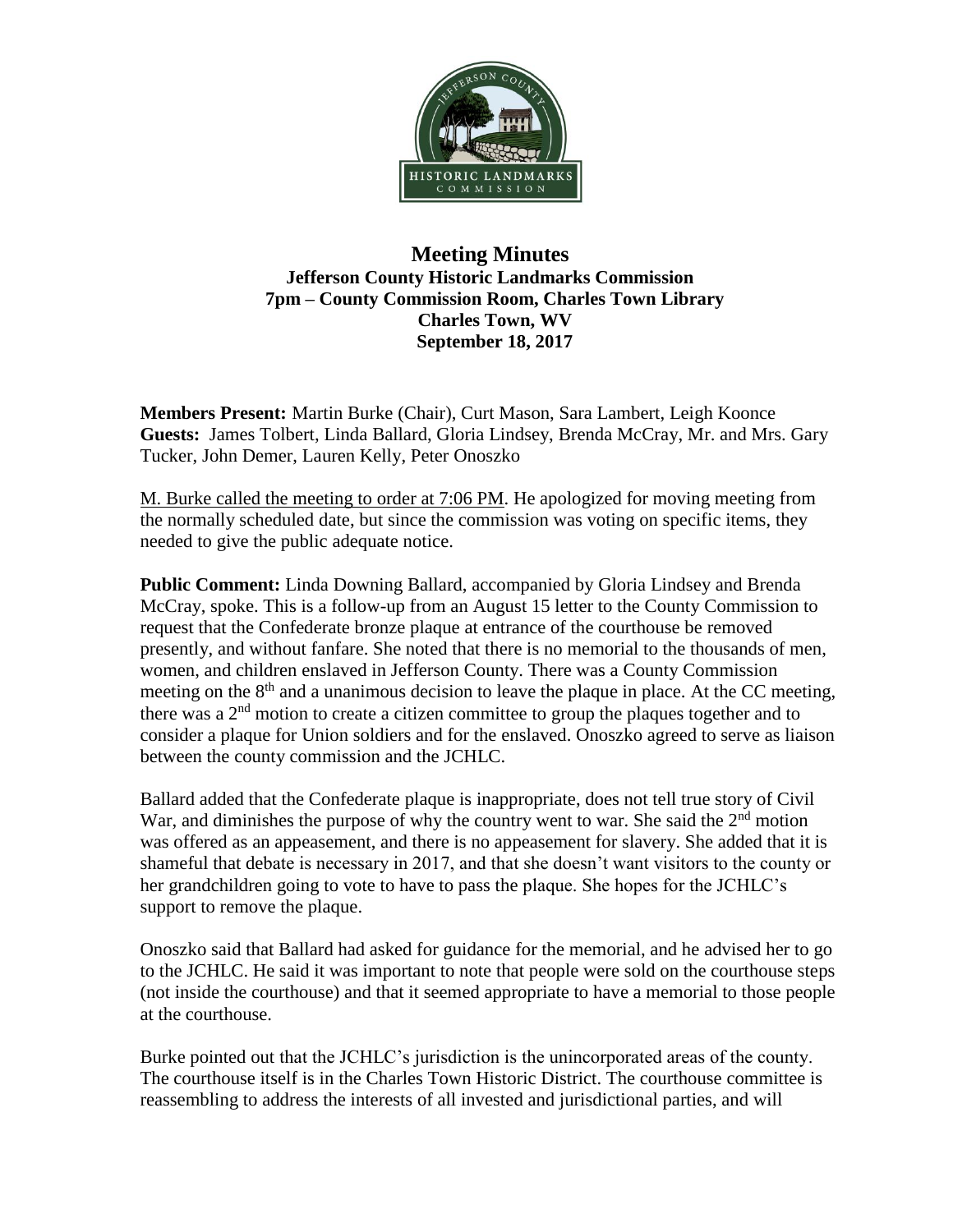# Meeting Minutes

**Jefferson County Historic Landmarks Commission**
**7pm – County Commission Room, Charles Town Library**
**Charles Town, WV**
**September 18, 2017**

**Members Present:** Martin Burke (Chair), Curt Mason, Sara Lambert, Leigh Koonce
**Guests:** James Tolbert, Linda Ballard, Gloria Lindsey, Brenda McCray, Mr. and Mrs. Gary Tucker, John Demer, Lauren Kelly, Peter Onoszko

M. Burke called the meeting to order at 7:06 PM. He apologized for moving meeting from the normally scheduled date, but since the commission was voting on specific items, they needed to give the public adequate notice.

**Public Comment:** Linda Downing Ballard, accompanied by Gloria Lindsey and Brenda McCray, spoke. This is a follow-up from an August 15 letter to the County Commission to request that the Confederate bronze plaque at entrance of the courthouse be removed presently, and without fanfare. She noted that there is no memorial to the thousands of men, women, and children enslaved in Jefferson County. There was a County Commission meeting on the 8th and a unanimous decision to leave the plaque in place. At the CC meeting, there was a 2nd motion to create a citizen committee to group the plaques together and to consider a plaque for Union soldiers and for the enslaved. Onoszko agreed to serve as liaison between the county commission and the JCHLC.

Ballard added that the Confederate plaque is inappropriate, does not tell true story of Civil War, and diminishes the purpose of why the country went to war. She said the 2nd motion was offered as an appeasement, and there is no appeasement for slavery. She added that it is shameful that debate is necessary in 2017, and that she doesn't want visitors to the county or her grandchildren going to vote to have to pass the plaque. She hopes for the JCHLC's support to remove the plaque.

Onoszko said that Ballard had asked for guidance for the memorial, and he advised her to go to the JCHLC. He said it was important to note that people were sold on the courthouse steps (not inside the courthouse) and that it seemed appropriate to have a memorial to those people at the courthouse.

Burke pointed out that the JCHLC's jurisdiction is the unincorporated areas of the county. The courthouse itself is in the Charles Town Historic District. The courthouse committee is reassembling to address the interests of all invested and jurisdictional parties, and will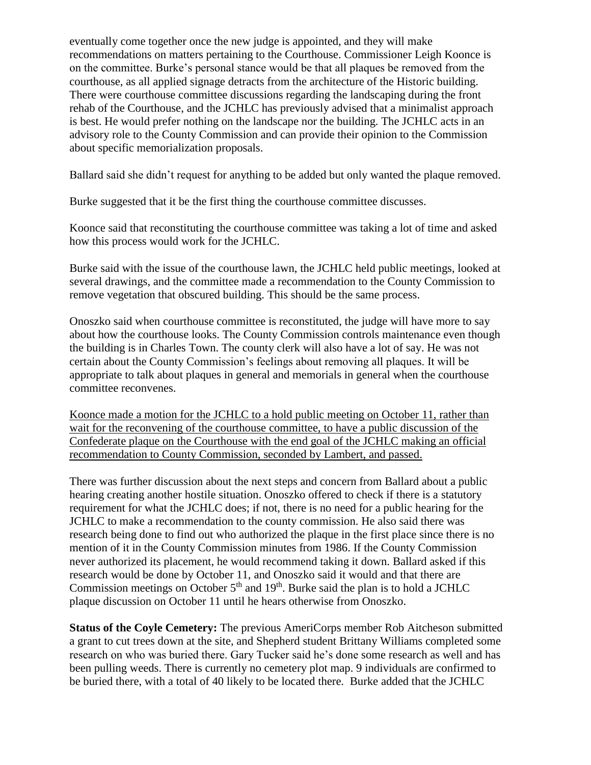eventually come together once the new judge is appointed, and they will make recommendations on matters pertaining to the Courthouse. Commissioner Leigh Koonce is on the committee. Burke's personal stance would be that all plaques be removed from the courthouse, as all applied signage detracts from the architecture of the Historic building. There were courthouse committee discussions regarding the landscaping during the front rehab of the Courthouse, and the JCHLC has previously advised that a minimalist approach is best. He would prefer nothing on the landscape nor the building. The JCHLC acts in an advisory role to the County Commission and can provide their opinion to the Commission about specific memorialization proposals.

Ballard said she didn't request for anything to be added but only wanted the plaque removed.

Burke suggested that it be the first thing the courthouse committee discusses.

Koonce said that reconstituting the courthouse committee was taking a lot of time and asked how this process would work for the JCHLC.

Burke said with the issue of the courthouse lawn, the JCHLC held public meetings, looked at several drawings, and the committee made a recommendation to the County Commission to remove vegetation that obscured building. This should be the same process.

Onoszko said when courthouse committee is reconstituted, the judge will have more to say about how the courthouse looks. The County Commission controls maintenance even though the building is in Charles Town. The county clerk will also have a lot of say. He was not certain about the County Commission's feelings about removing all plaques. It will be appropriate to talk about plaques in general and memorials in general when the courthouse committee reconvenes.

<u>Koonce made a motion for the JCHLC to a hold public meeting on October 11, rather than wait for the reconvening of the courthouse committee, to have a public discussion of the Confederate plaque on the Courthouse with the end goal of the JCHLC making an official recommendation to County Commission, seconded by Lambert, and passed.</u>

There was further discussion about the next steps and concern from Ballard about a public hearing creating another hostile situation. Onoszko offered to check if there is a statutory requirement for what the JCHLC does; if not, there is no need for a public hearing for the JCHLC to make a recommendation to the county commission. He also said there was research being done to find out who authorized the plaque in the first place since there is no mention of it in the County Commission minutes from 1986. If the County Commission never authorized its placement, he would recommend taking it down. Ballard asked if this research would be done by October 11, and Onoszko said it would and that there are Commission meetings on October 5th and 19th. Burke said the plan is to hold a JCHLC plaque discussion on October 11 until he hears otherwise from Onoszko.

**Status of the Coyle Cemetery:** The previous AmeriCorps member Rob Aitcheson submitted a grant to cut trees down at the site, and Shepherd student Brittany Williams completed some research on who was buried there. Gary Tucker said he's done some research as well and has been pulling weeds. There is currently no cemetery plot map. 9 individuals are confirmed to be buried there, with a total of 40 likely to be located there. Burke added that the JCHLC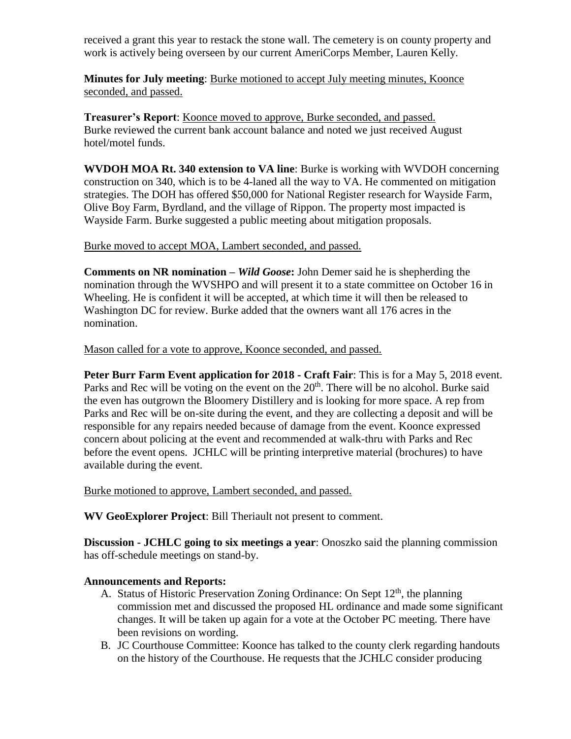received a grant this year to restack the stone wall. The cemetery is on county property and work is actively being overseen by our current AmeriCorps Member, Lauren Kelly.

**Minutes for July meeting**: Burke motioned to accept July meeting minutes, Koonce seconded, and passed.

**Treasurer's Report**: Koonce moved to approve, Burke seconded, and passed. Burke reviewed the current bank account balance and noted we just received August hotel/motel funds.

**WVDOH MOA Rt. 340 extension to VA line**: Burke is working with WVDOH concerning construction on 340, which is to be 4-laned all the way to VA. He commented on mitigation strategies. The DOH has offered $50,000 for National Register research for Wayside Farm, Olive Boy Farm, Byrdland, and the village of Rippon. The property most impacted is Wayside Farm. Burke suggested a public meeting about mitigation proposals.

Burke moved to accept MOA, Lambert seconded, and passed.

**Comments on NR nomination –** ***Wild Goose*****:** John Demer said he is shepherding the nomination through the WVSHPO and will present it to a state committee on October 16 in Wheeling. He is confident it will be accepted, at which time it will then be released to Washington DC for review. Burke added that the owners want all 176 acres in the nomination.

Mason called for a vote to approve, Koonce seconded, and passed.

**Peter Burr Farm Event application for 2018 - Craft Fair**: This is for a May 5, 2018 event. Parks and Rec will be voting on the event on the 20th. There will be no alcohol. Burke said the even has outgrown the Bloomery Distillery and is looking for more space. A rep from Parks and Rec will be on-site during the event, and they are collecting a deposit and will be responsible for any repairs needed because of damage from the event. Koonce expressed concern about policing at the event and recommended at walk-thru with Parks and Rec before the event opens. JCHLC will be printing interpretive material (brochures) to have available during the event.

Burke motioned to approve, Lambert seconded, and passed.

**WV GeoExplorer Project**: Bill Theriault not present to comment.

**Discussion - JCHLC going to six meetings a year**: Onoszko said the planning commission has off-schedule meetings on stand-by.

**Announcements and Reports:**

A. Status of Historic Preservation Zoning Ordinance: On Sept 12th, the planning commission met and discussed the proposed HL ordinance and made some significant changes. It will be taken up again for a vote at the October PC meeting. There have been revisions on wording.

B. JC Courthouse Committee: Koonce has talked to the county clerk regarding handouts on the history of the Courthouse. He requests that the JCHLC consider producing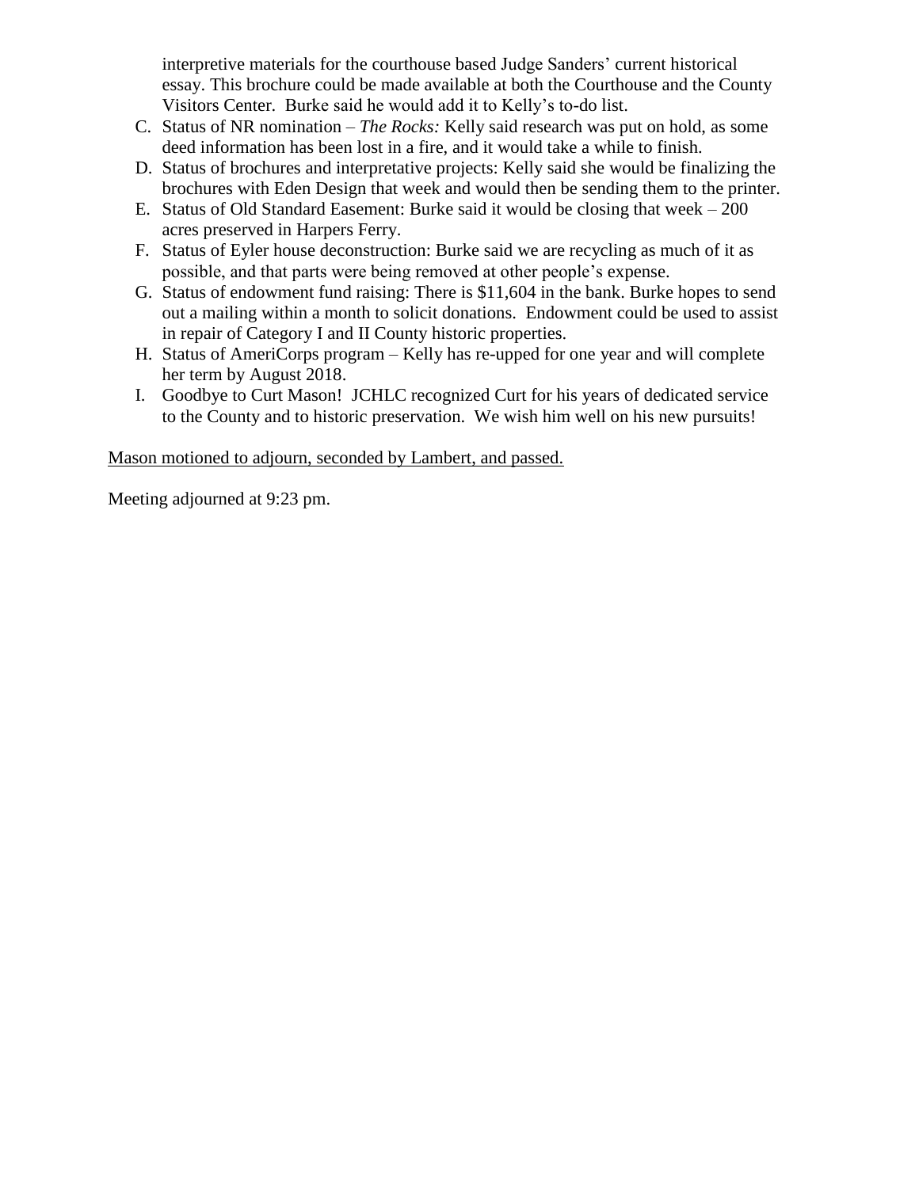interpretive materials for the courthouse based Judge Sanders' current historical essay. This brochure could be made available at both the Courthouse and the County Visitors Center. Burke said he would add it to Kelly's to-do list.

C. Status of NR nomination – *The Rocks:* Kelly said research was put on hold, as some deed information has been lost in a fire, and it would take a while to finish.
D. Status of brochures and interpretative projects: Kelly said she would be finalizing the brochures with Eden Design that week and would then be sending them to the printer.
E. Status of Old Standard Easement: Burke said it would be closing that week – 200 acres preserved in Harpers Ferry.
F. Status of Eyler house deconstruction: Burke said we are recycling as much of it as possible, and that parts were being removed at other people's expense.
G. Status of endowment fund raising: There is $11,604 in the bank. Burke hopes to send out a mailing within a month to solicit donations. Endowment could be used to assist in repair of Category I and II County historic properties.
H. Status of AmeriCorps program – Kelly has re-upped for one year and will complete her term by August 2018.
I. Goodbye to Curt Mason! JCHLC recognized Curt for his years of dedicated service to the County and to historic preservation. We wish him well on his new pursuits!

<u>Mason motioned to adjourn, seconded by Lambert, and passed.</u>

Meeting adjourned at 9:23 pm.